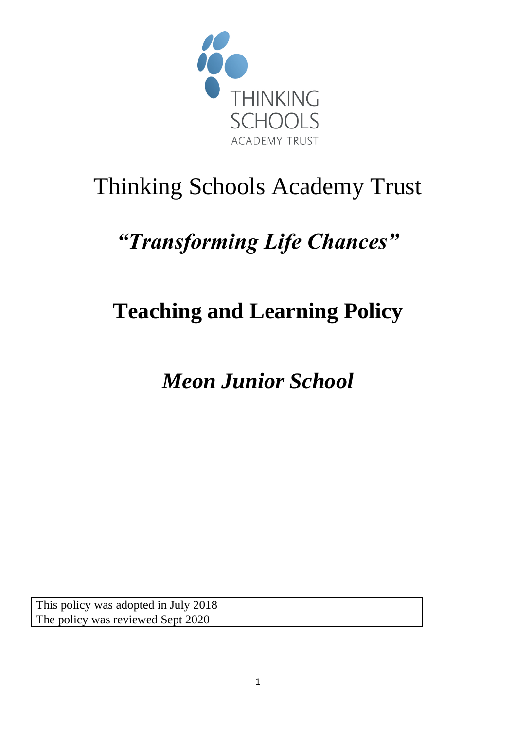THINKING SCHOOLS ACADEMY TRUST

# Thinking Schools Academy Trust

## *"Transforming Life Chances"*

# **Teaching and Learning Policy**

## ***Meon Junior School***

| This policy was adopted in July 2018 |
|---|
| The policy was reviewed Sept 2020 |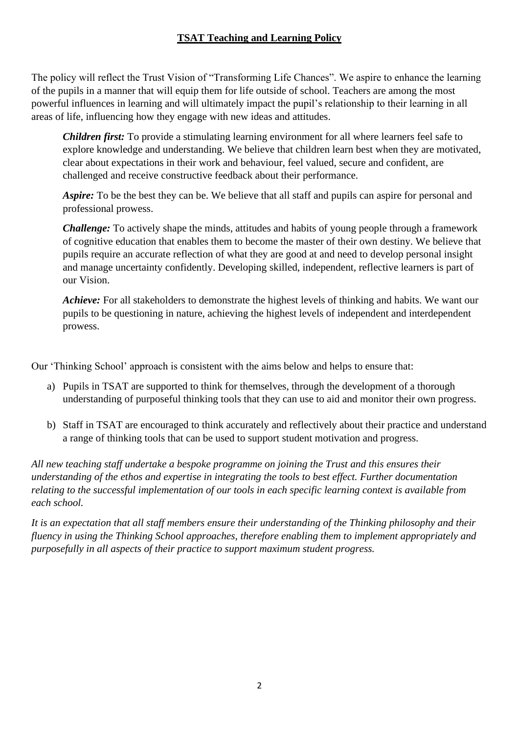# **TSAT Teaching and Learning Policy**

The policy will reflect the Trust Vision of "Transforming Life Chances". We aspire to enhance the learning of the pupils in a manner that will equip them for life outside of school. Teachers are among the most powerful influences in learning and will ultimately impact the pupil's relationship to their learning in all areas of life, influencing how they engage with new ideas and attitudes.

> ***Children first:*** To provide a stimulating learning environment for all where learners feel safe to explore knowledge and understanding. We believe that children learn best when they are motivated, clear about expectations in their work and behaviour, feel valued, secure and confident, are challenged and receive constructive feedback about their performance.
>
> ***Aspire:*** To be the best they can be. We believe that all staff and pupils can aspire for personal and professional prowess.
>
> ***Challenge:*** To actively shape the minds, attitudes and habits of young people through a framework of cognitive education that enables them to become the master of their own destiny. We believe that pupils require an accurate reflection of what they are good at and need to develop personal insight and manage uncertainty confidently. Developing skilled, independent, reflective learners is part of our Vision.
>
> ***Achieve:*** For all stakeholders to demonstrate the highest levels of thinking and habits. We want our pupils to be questioning in nature, achieving the highest levels of independent and interdependent prowess.

Our 'Thinking School' approach is consistent with the aims below and helps to ensure that:

a) Pupils in TSAT are supported to think for themselves, through the development of a thorough understanding of purposeful thinking tools that they can use to aid and monitor their own progress.

b) Staff in TSAT are encouraged to think accurately and reflectively about their practice and understand a range of thinking tools that can be used to support student motivation and progress.

*All new teaching staff undertake a bespoke programme on joining the Trust and this ensures their understanding of the ethos and expertise in integrating the tools to best effect. Further documentation relating to the successful implementation of our tools in each specific learning context is available from each school.*

*It is an expectation that all staff members ensure their understanding of the Thinking philosophy and their fluency in using the Thinking School approaches, therefore enabling them to implement appropriately and purposefully in all aspects of their practice to support maximum student progress.*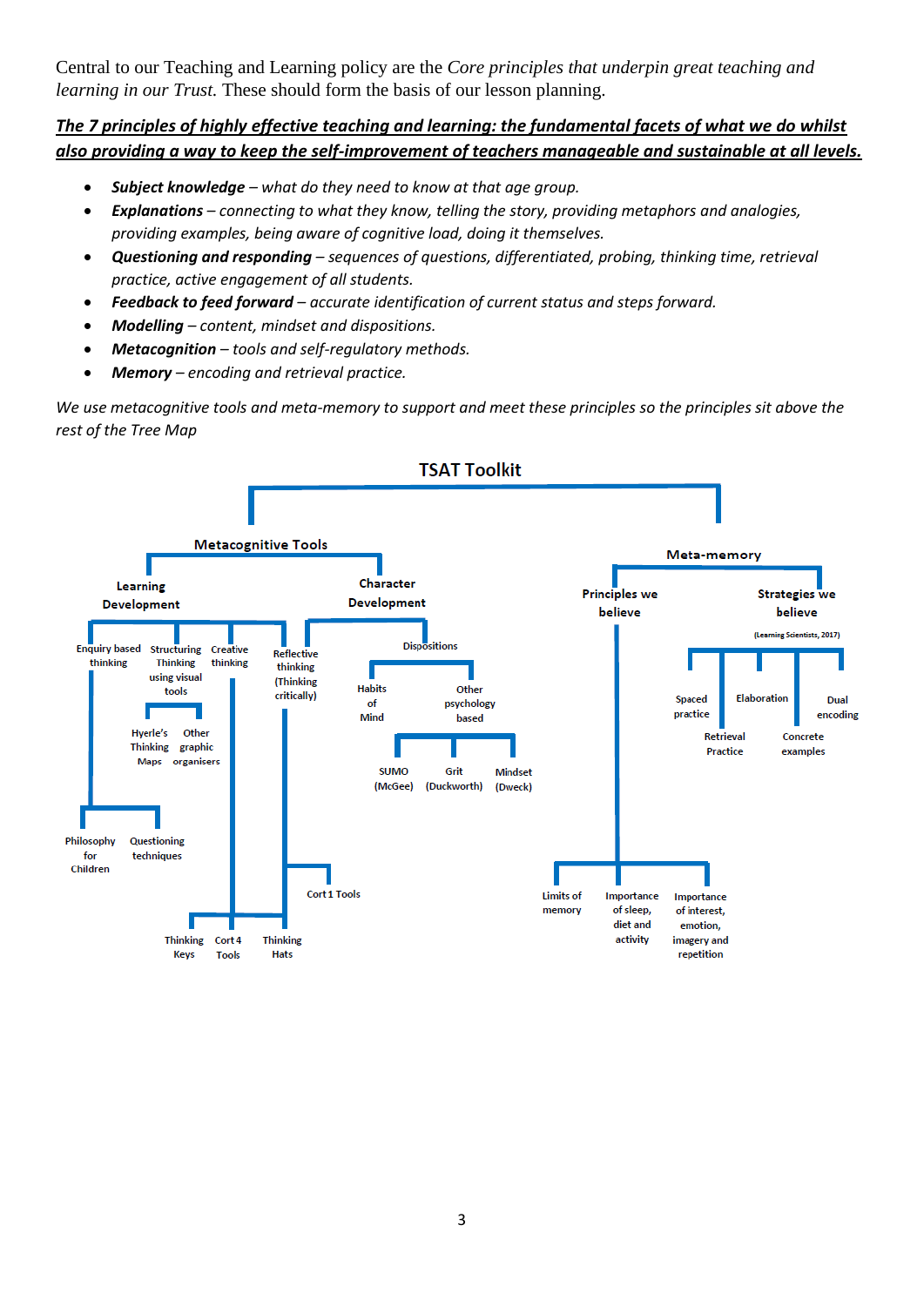Central to our Teaching and Learning policy are the *Core principles that underpin great teaching and learning in our Trust.* These should form the basis of our lesson planning.

***The 7 principles of highly effective teaching and learning: the fundamental facets of what we do whilst also providing a way to keep the self-improvement of teachers manageable and sustainable at all levels.***

- ***Subject knowledge*** *– what do they need to know at that age group.*
- ***Explanations*** *– connecting to what they know, telling the story, providing metaphors and analogies, providing examples, being aware of cognitive load, doing it themselves.*
- ***Questioning and responding*** *– sequences of questions, differentiated, probing, thinking time, retrieval practice, active engagement of all students.*
- ***Feedback to feed forward*** *– accurate identification of current status and steps forward.*
- ***Modelling*** *– content, mindset and dispositions.*
- ***Metacognition*** *– tools and self-regulatory methods.*
- ***Memory*** *– encoding and retrieval practice.*

*We use metacognitive tools and meta-memory to support and meet these principles so the principles sit above the rest of the Tree Map*

**TSAT Toolkit**

- **Metacognitive Tools**
  - **Learning Development**
    - Enquiry based thinking
      - Philosophy for Children
      - Questioning techniques
    - Structuring Thinking using visual tools
      - Hyerle's Thinking Maps
      - Other graphic organisers
    - Creative thinking
      - Thinking Keys
      - Cort 4 Tools
      - Thinking Hats
    - Reflective thinking (Thinking critically)
      - Cort 1 Tools
      - Thinking Hats
  - **Character Development**
    - Dispositions
      - Habits of Mind
      - Other psychology based
        - SUMO (McGee)
        - Grit (Duckworth)
        - Mindset (Dweck)
- **Meta-memory**
  - **Principles we believe**
    - Limits of memory
    - Importance of sleep, diet and activity
    - Importance of interest, emotion, imagery and repetition
  - **Strategies we believe** (Learning Scientists, 2017)
    - Spaced practice
    - Retrieval Practice
    - Elaboration
    - Concrete examples
    - Dual encoding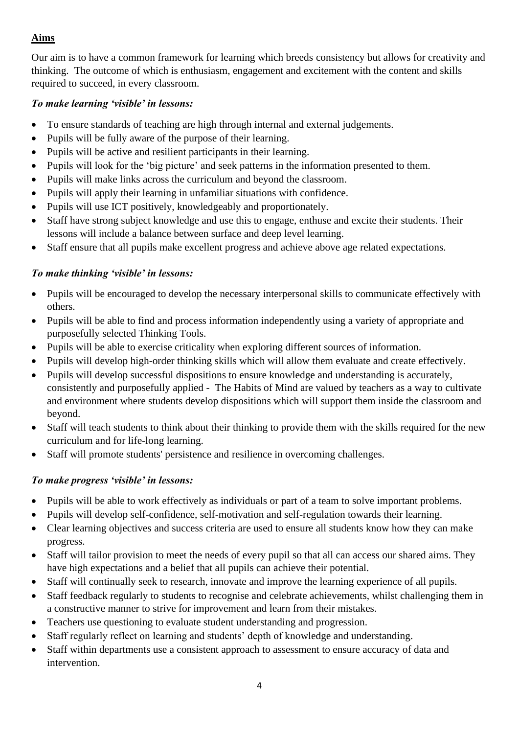## **Aims**

Our aim is to have a common framework for learning which breeds consistency but allows for creativity and thinking. The outcome of which is enthusiasm, engagement and excitement with the content and skills required to succeed, in every classroom.

### ***To make learning 'visible' in lessons:***

- To ensure standards of teaching are high through internal and external judgements.
- Pupils will be fully aware of the purpose of their learning.
- Pupils will be active and resilient participants in their learning.
- Pupils will look for the 'big picture' and seek patterns in the information presented to them.
- Pupils will make links across the curriculum and beyond the classroom.
- Pupils will apply their learning in unfamiliar situations with confidence.
- Pupils will use ICT positively, knowledgeably and proportionately.
- Staff have strong subject knowledge and use this to engage, enthuse and excite their students. Their lessons will include a balance between surface and deep level learning.
- Staff ensure that all pupils make excellent progress and achieve above age related expectations.

### ***To make thinking 'visible' in lessons:***

- Pupils will be encouraged to develop the necessary interpersonal skills to communicate effectively with others.
- Pupils will be able to find and process information independently using a variety of appropriate and purposefully selected Thinking Tools.
- Pupils will be able to exercise criticality when exploring different sources of information.
- Pupils will develop high-order thinking skills which will allow them evaluate and create effectively.
- Pupils will develop successful dispositions to ensure knowledge and understanding is accurately, consistently and purposefully applied - The Habits of Mind are valued by teachers as a way to cultivate and environment where students develop dispositions which will support them inside the classroom and beyond.
- Staff will teach students to think about their thinking to provide them with the skills required for the new curriculum and for life-long learning.
- Staff will promote students' persistence and resilience in overcoming challenges.

### ***To make progress 'visible' in lessons:***

- Pupils will be able to work effectively as individuals or part of a team to solve important problems.
- Pupils will develop self-confidence, self-motivation and self-regulation towards their learning.
- Clear learning objectives and success criteria are used to ensure all students know how they can make progress.
- Staff will tailor provision to meet the needs of every pupil so that all can access our shared aims. They have high expectations and a belief that all pupils can achieve their potential.
- Staff will continually seek to research, innovate and improve the learning experience of all pupils.
- Staff feedback regularly to students to recognise and celebrate achievements, whilst challenging them in a constructive manner to strive for improvement and learn from their mistakes.
- Teachers use questioning to evaluate student understanding and progression.
- Staff regularly reflect on learning and students' depth of knowledge and understanding.
- Staff within departments use a consistent approach to assessment to ensure accuracy of data and intervention.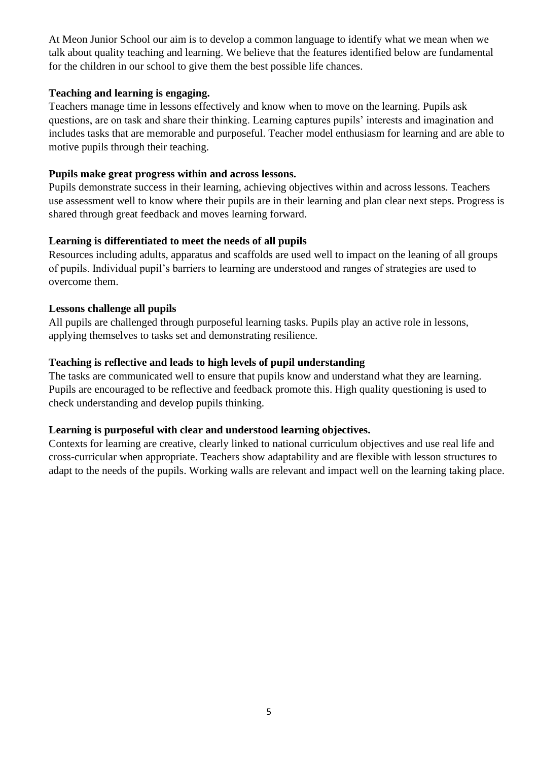At Meon Junior School our aim is to develop a common language to identify what we mean when we talk about quality teaching and learning. We believe that the features identified below are fundamental for the children in our school to give them the best possible life chances.

**Teaching and learning is engaging.**

Teachers manage time in lessons effectively and know when to move on the learning. Pupils ask questions, are on task and share their thinking. Learning captures pupils' interests and imagination and includes tasks that are memorable and purposeful. Teacher model enthusiasm for learning and are able to motive pupils through their teaching.

**Pupils make great progress within and across lessons.**

Pupils demonstrate success in their learning, achieving objectives within and across lessons. Teachers use assessment well to know where their pupils are in their learning and plan clear next steps. Progress is shared through great feedback and moves learning forward.

**Learning is differentiated to meet the needs of all pupils**

Resources including adults, apparatus and scaffolds are used well to impact on the leaning of all groups of pupils. Individual pupil's barriers to learning are understood and ranges of strategies are used to overcome them.

**Lessons challenge all pupils**

All pupils are challenged through purposeful learning tasks. Pupils play an active role in lessons, applying themselves to tasks set and demonstrating resilience.

**Teaching is reflective and leads to high levels of pupil understanding**

The tasks are communicated well to ensure that pupils know and understand what they are learning. Pupils are encouraged to be reflective and feedback promote this. High quality questioning is used to check understanding and develop pupils thinking.

**Learning is purposeful with clear and understood learning objectives.**

Contexts for learning are creative, clearly linked to national curriculum objectives and use real life and cross-curricular when appropriate. Teachers show adaptability and are flexible with lesson structures to adapt to the needs of the pupils. Working walls are relevant and impact well on the learning taking place.